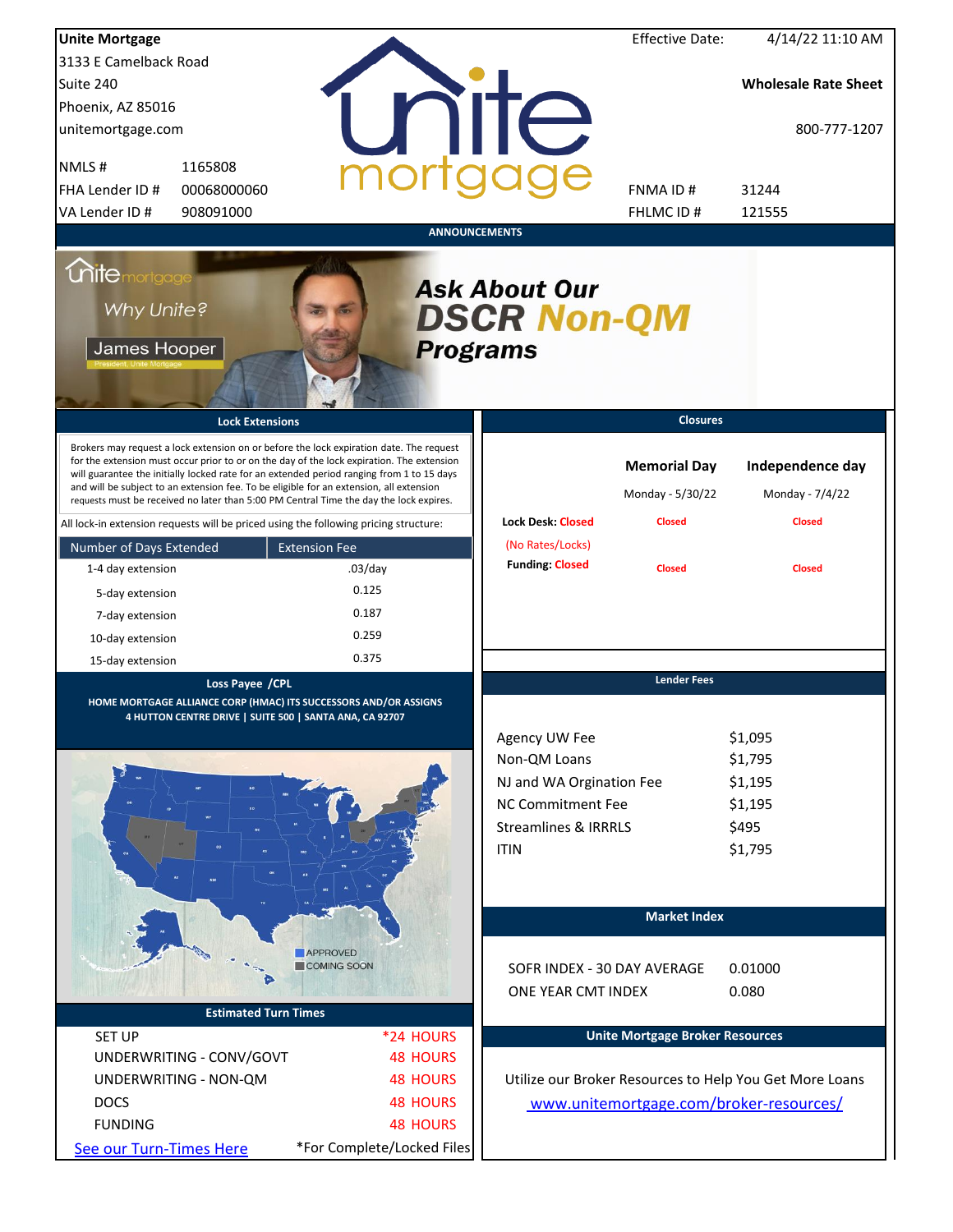**Unite Mortgage**
3133 E Camelback Road
Suite 240
Phoenix, AZ 85016
unitemortgage.com

| | |
|---|---|
| NMLS # | 1165808 |
| FHA Lender ID # | 00068000060 |
| VA Lender ID # | 908091000 |

Effective Date: 4/14/22 11:10 AM

**Wholesale Rate Sheet**

800-777-1207

| | |
|---|---|
| FNMA ID # | 31244 |
| FHLMC ID # | 121555 |

## ANNOUNCEMENTS

Why Unite?
James Hooper
President, Unite Mortgage

***Ask About Our DSCR Non-QM Programs***

## Lock Extensions

Brokers may request a lock extension on or before the lock expiration date. The request for the extension must occur prior to or on the day of the lock expiration. The extension will guarantee the initially locked rate for an extended period ranging from 1 to 15 days and will be subject to an extension fee. To be eligible for an extension, all extension requests must be received no later than 5:00 PM Central Time the day the lock expires.

All lock-in extension requests will be priced using the following pricing structure:

| Number of Days Extended | Extension Fee |
|---|---|
| 1-4 day extension | .03/day |
| 5-day extension | 0.125 |
| 7-day extension | 0.187 |
| 10-day extension | 0.259 |
| 15-day extension | 0.375 |

## Closures

| | Memorial Day | Independence day |
|---|---|---|
| | Monday - 5/30/22 | Monday - 7/4/22 |
| Lock Desk: Closed (No Rates/Locks) | Closed | Closed |
| Funding: Closed | Closed | Closed |

## Loss Payee /CPL

HOME MORTGAGE ALLIANCE CORP (HMAC) ITS SUCCESSORS AND/OR ASSIGNS
4 HUTTON CENTRE DRIVE | SUITE 500 | SANTA ANA, CA 92707

APPROVED
COMING SOON

## Lender Fees

| | |
|---|---|
| Agency UW Fee | $1,095 |
| Non-QM Loans | $1,795 |
| NJ and WA Orgination Fee | $1,195 |
| NC Commitment Fee | $1,195 |
| Streamlines & IRRRLS | $495 |
| ITIN | $1,795 |

## Market Index

| | |
|---|---|
| SOFR INDEX - 30 DAY AVERAGE | 0.01000 |
| ONE YEAR CMT INDEX | 0.080 |

## Estimated Turn Times

| | |
|---|---|
| SET UP | *24 HOURS |
| UNDERWRITING - CONV/GOVT | 48 HOURS |
| UNDERWRITING - NON-QM | 48 HOURS |
| DOCS | 48 HOURS |
| FUNDING | 48 HOURS |

See our Turn-Times Here

*For Complete/Locked Files

## Unite Mortgage Broker Resources

Utilize our Broker Resources to Help You Get More Loans
www.unitemortgage.com/broker-resources/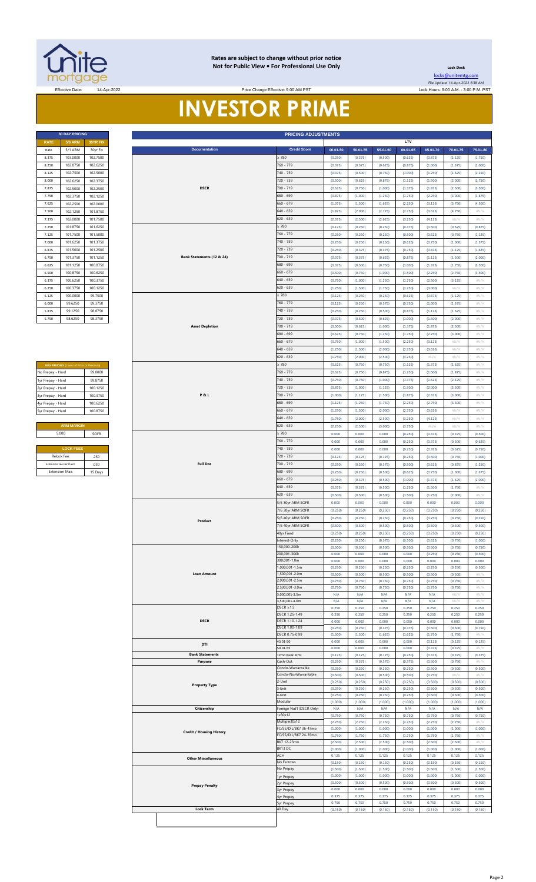**Rates are subject to change without prior notice**
**Not for Public View • For Professional Use Only**

**Lock Desk**

locks@unitemtg.com

File Update: 14-Apr-2022 6:38 AM

Effective Date: 14-Apr-2022 | Price Change Effective: 9:00 AM PST | Lock Hours: 9:00 A.M. - 3:00 P.M. PST

# INVESTOR PRIME

| 30 DAY PRICING | | |
|---|---|---|
| RATE | 5/6 ARM | 30YR FIX |
| Rate | 5/1 ARM | 30yr Fix |
| 8.375 | 103.0000 | 102.7500 |
| 8.250 | 102.8750 | 102.6250 |
| 8.125 | 102.7500 | 102.5000 |
| 8.000 | 102.6250 | 102.3750 |
| 7.875 | 102.5000 | 102.2500 |
| 7.750 | 102.3750 | 102.1250 |
| 7.625 | 102.2500 | 102.0000 |
| 7.500 | 102.1250 | 101.8750 |
| 7.375 | 102.0000 | 101.7500 |
| 7.250 | 101.8750 | 101.6250 |
| 7.125 | 101.7500 | 101.5000 |
| 7.000 | 101.6250 | 101.3750 |
| 6.875 | 101.5000 | 101.2500 |
| 6.750 | 101.3750 | 101.1250 |
| 6.625 | 101.1250 | 100.8750 |
| 6.500 | 100.8750 | 100.6250 |
| 6.375 | 100.6250 | 100.3750 |
| 6.250 | 100.3750 | 100.1250 |
| 6.125 | 100.0000 | 99.7500 |
| 6.000 | 99.6250 | 99.3750 |
| 5.875 | 99.1250 | 98.8750 |
| 5.750 | 98.6250 | 98.3750 |

| MAX PRICING (Lower of Price or Premium) | |
|---|---|
| No Prepay - Hard | 99.0000 |
| 1yr Prepay - Hard | 99.8750 |
| 2yr Prepay - Hard | 100.1250 |
| 3yr Prepay - Hard | 100.3750 |
| 4yr Prepay - Hard | 100.6250 |
| 5yr Prepay - Hard | 100.8750 |

| ARM MARGIN | |
|---|---|
| 5.000 | SOFR |

| LOCK FEES | |
|---|---|
| Relock Fee: | .250 |
| Extension Fee Per Diem: | .030 |
| Extension Max: | 15 Days |

| PRICING ADJUSTMENTS | | | | | | | | |
|---|---|---|---|---|---|---|---|---|
| | | LTV | | | | | | |
| Documentation | Credit Score | 00.01-50 | 50.01-55 | 55.01-60 | 60.01-65 | 65.01-70 | 70.01-75 | 75.01-80 |
| DSCR | ≥ 780 | (0.250) | (0.375) | (0.500) | (0.625) | (0.875) | (1.125) | (1.750) |
| | 760 - 779 | (0.375) | (0.375) | (0.625) | (0.875) | (1.000) | (1.375) | (2.000) |
| | 740 - 759 | (0.375) | (0.500) | (0.750) | (1.000) | (1.250) | (1.625) | (2.250) |
| | 720 - 739 | (0.500) | (0.625) | (0.875) | (1.125) | (1.500) | (2.000) | (2.750) |
| | 700 - 719 | (0.625) | (0.750) | (1.000) | (1.375) | (1.875) | (2.500) | (3.500) |
| | 680 - 699 | (0.875) | (1.000) | (1.250) | (1.750) | (2.250) | (3.000) | (3.875) |
| | 660 - 679 | (1.375) | (1.500) | (1.625) | (2.250) | (3.125) | (3.750) | (4.500) |
| | 640 - 659 | (1.875) | (2.000) | (2.125) | (2.750) | (3.625) | (4.750) | #N/A |
| | 620 - 639 | (2.375) | (2.500) | (2.625) | (3.250) | (4.125) | #N/A | #N/A |
| Bank Statements (12 & 24) | ≥ 780 | (0.125) | (0.250) | (0.250) | (0.375) | (0.500) | (0.625) | (0.875) |
| | 760 - 779 | (0.250) | (0.250) | (0.250) | (0.500) | (0.625) | (0.750) | (1.125) |
| | 740 - 759 | (0.250) | (0.250) | (0.250) | (0.625) | (0.750) | (1.000) | (1.375) |
| | 720 - 739 | (0.250) | (0.375) | (0.375) | (0.750) | (0.875) | (1.125) | (1.625) |
| | 700 - 719 | (0.375) | (0.375) | (0.625) | (0.875) | (1.125) | (1.500) | (2.000) |
| | 680 - 699 | (0.375) | (0.500) | (0.750) | (1.000) | (1.375) | (1.750) | (2.500) |
| | 660 - 679 | (0.500) | (0.750) | (1.000) | (1.500) | (2.250) | (2.750) | (3.500) |
| | 640 - 659 | (0.750) | (1.000) | (1.250) | (1.750) | (2.500) | (3.125) | #N/A |
| | 620 - 639 | (1.250) | (1.500) | (1.750) | (2.250) | (3.000) | #N/A | #N/A |
| Asset Depletion | ≥ 780 | (0.125) | (0.250) | (0.250) | (0.625) | (0.875) | (1.125) | #N/A |
| | 760 - 779 | (0.125) | (0.250) | (0.375) | (0.750) | (1.000) | (1.375) | #N/A |
| | 740 - 759 | (0.250) | (0.250) | (0.500) | (0.875) | (1.125) | (1.625) | #N/A |
| | 720 - 739 | (0.375) | (0.500) | (0.625) | (1.000) | (1.500) | (2.000) | #N/A |
| | 700 - 719 | (0.500) | (0.625) | (1.000) | (1.375) | (1.875) | (2.500) | #N/A |
| | 680 - 699 | (0.625) | (0.750) | (1.250) | (1.750) | (2.250) | (3.000) | #N/A |
| | 660 - 679 | (0.750) | (1.000) | (1.500) | (2.250) | (3.125) | #N/A | #N/A |
| | 640 - 659 | (1.250) | (1.500) | (2.000) | (2.750) | (3.625) | #N/A | #N/A |
| | 620 - 639 | (1.750) | (2.000) | (2.500) | (3.250) | #N/A | #N/A | #N/A |
| P & L | ≥ 780 | (0.625) | (0.750) | (0.750) | (1.125) | (1.375) | (1.625) | #N/A |
| | 760 - 779 | (0.625) | (0.750) | (0.875) | (1.250) | (1.500) | (1.875) | #N/A |
| | 740 - 759 | (0.750) | (0.750) | (1.000) | (1.375) | (1.625) | (2.125) | #N/A |
| | 720 - 739 | (0.875) | (1.000) | (1.125) | (1.500) | (2.000) | (2.500) | #N/A |
| | 700 - 719 | (1.000) | (1.125) | (1.500) | (1.875) | (2.375) | (3.000) | #N/A |
| | 680 - 699 | (1.125) | (1.250) | (1.750) | (2.250) | (2.750) | (3.500) | #N/A |
| | 660 - 679 | (1.250) | (1.500) | (2.000) | (2.750) | (3.625) | #N/A | #N/A |
| | 640 - 659 | (1.750) | (2.000) | (2.500) | (3.250) | (4.125) | #N/A | #N/A |
| | 620 - 639 | (2.250) | (2.500) | (3.000) | (3.750) | #N/A | #N/A | #N/A |
| Full Doc | ≥ 780 | 0.000 | 0.000 | 0.000 | (0.250) | (0.375) | (0.375) | (0.500) |
| | 760 - 779 | 0.000 | 0.000 | 0.000 | (0.250) | (0.375) | (0.500) | (0.625) |
| | 740 - 759 | 0.000 | 0.000 | 0.000 | (0.250) | (0.375) | (0.625) | (0.750) |
| | 720 - 739 | (0.125) | (0.125) | (0.125) | (0.250) | (0.500) | (0.750) | (1.000) |
| | 700 - 719 | (0.250) | (0.250) | (0.375) | (0.500) | (0.625) | (0.875) | (1.250) |
| | 680 - 699 | (0.250) | (0.250) | (0.500) | (0.625) | (0.750) | (1.000) | (1.375) |
| | 660 - 679 | (0.250) | (0.375) | (0.500) | (1.000) | (1.375) | (1.625) | (2.000) |
| | 640 - 659 | (0.375) | (0.375) | (0.500) | (1.250) | (1.500) | (1.750) | #N/A |
| | 620 - 639 | (0.500) | (0.500) | (0.500) | (1.500) | (1.750) | (2.000) | #N/A |
| Product | 5/6 30yr ARM SOFR | 0.000 | 0.000 | 0.000 | 0.000 | 0.000 | 0.000 | 0.000 |
| | 7/6 30yr ARM SOFR | (0.250) | (0.250) | (0.250) | (0.250) | (0.250) | (0.250) | (0.250) |
| | 5/6 40yr ARM SOFR | (0.250) | (0.250) | (0.250) | (0.250) | (0.250) | (0.250) | (0.250) |
| | 7/6 40yr ARM SOFR | (0.500) | (0.500) | (0.500) | (0.500) | (0.500) | (0.500) | (0.500) |
| | 40yr Fixed | (0.250) | (0.250) | (0.250) | (0.250) | (0.250) | (0.250) | (0.250) |
| | Interest-Only | (0.250) | (0.250) | (0.375) | (0.500) | (0.625) | (0.750) | (1.000) |
| Loan Amount | 150,000-200k | (0.500) | (0.500) | (0.500) | (0.500) | (0.500) | (0.750) | (0.750) |
| | 200,001-300k | 0.000 | 0.000 | 0.000 | 0.000 | (0.250) | (0.250) | (0.500) |
| | 300,001-1.0m | 0.000 | 0.000 | 0.000 | 0.000 | 0.000 | 0.000 | 0.000 |
| | 1,000,001-1.5m | (0.250) | (0.250) | (0.250) | (0.250) | (0.250) | (0.250) | (0.500) |
| | 1,500,001-2.0m | (0.500) | (0.500) | (0.500) | (0.500) | (0.500) | (0.500) | #N/A |
| | 2,000,001-2.5m | (0.750) | (0.750) | (0.750) | (0.750) | (0.750) | (0.750) | #N/A |
| | 2,500,001-3.0m | (0.750) | (0.750) | (0.750) | (0.750) | (0.750) | (0.750) | #N/A |
| | 3,000,001-3.5m | N/A | N/A | N/A | N/A | N/A | #N/A | #N/A |
| | 3,500,001-4.0m | N/A | N/A | N/A | N/A | N/A | #N/A | #N/A |
| DSCR | DSCR ≥1.5 | 0.250 | 0.250 | 0.250 | 0.250 | 0.250 | 0.250 | 0.250 |
| | DSCR 1.25-1.49 | 0.250 | 0.250 | 0.250 | 0.250 | 0.250 | 0.250 | 0.250 |
| | DSCR 1.10-1.24 | 0.000 | 0.000 | 0.000 | 0.000 | 0.000 | 0.000 | 0.000 |
| | DSCR 1.00-1.09 | (0.250) | (0.250) | (0.375) | (0.375) | (0.500) | (0.500) | (0.750) |
| | DSCR 0.75-0.99 | (1.500) | (1.500) | (1.625) | (1.625) | (1.750) | (1.750) | #N/A |
| DTI | 43.01-50 | 0.000 | 0.000 | 0.000 | 0.000 | (0.125) | (0.125) | (0.125) |
| | 50.01-55 | 0.000 | 0.000 | 0.000 | 0.000 | (0.375) | (0.375) | #N/A |
| Bank Statements | 12mo Bank Stmt | (0.125) | (0.125) | (0.125) | (0.250) | (0.375) | (0.375) | (0.375) |
| Purpose | Cash-Out | (0.250) | (0.375) | (0.375) | (0.375) | (0.500) | (0.750) | #N/A |
| Property Type | Condo-Warrantable | (0.250) | (0.250) | (0.250) | (0.250) | (0.500) | (0.500) | (0.500) |
| | Condo-NonWarrantable | (0.500) | (0.500) | (0.500) | (0.500) | (0.750) | #N/A | #N/A |
| | 2-Unit | (0.250) | (0.250) | (0.250) | (0.250) | (0.500) | (0.500) | (0.500) |
| | 3-Unit | (0.250) | (0.250) | (0.250) | (0.250) | (0.500) | (0.500) | (0.500) |
| | 4-Unit | (0.250) | (0.250) | (0.250) | (0.250) | (0.500) | (0.500) | (0.500) |
| | Modular | (1.000) | (1.000) | (1.000) | (1.000) | (1.000) | (1.000) | (1.000) |
| Citizenship | Foreign Nat'l (DSCR Only) | N/A | N/A | N/A | N/A | N/A | N/A | N/A |
| Credit / Housing History | 1x30x12 | (0.750) | (0.750) | (0.750) | (0.750) | (0.750) | (0.750) | (0.750) |
| | Multiple30x12 | (2.250) | (2.250) | (2.250) | (2.250) | (2.250) | (2.250) | #N/A |
| | FC/SS/DIL/BK7 36-47mo | (1.000) | (1.000) | (1.000) | (1.000) | (1.000) | (1.000) | (1.000) |
| | FC/SS/DIL/BK7 24-35mo | (1.750) | (1.750) | (1.750) | (1.750) | (1.750) | (1.750) | #N/A |
| | BK7 12-23mo | (2.500) | (2.500) | (2.500) | (2.500) | (2.500) | (2.500) | #N/A |
| | BK13 DC | (1.000) | (1.000) | (1.000) | (1.000) | (1.000) | (1.000) | (1.000) |
| Other Miscellaneous | ACH | 0.125 | 0.125 | 0.125 | 0.125 | 0.125 | 0.125 | 0.125 |
| | No Escrows | (0.150) | (0.150) | (0.150) | (0.150) | (0.150) | (0.150) | (0.150) |
| Prepay Penalty | No Prepay | (1.500) | (1.500) | (1.500) | (1.500) | (1.500) | (1.500) | (1.500) |
| | 1yr Prepay | (1.000) | (1.000) | (1.000) | (1.000) | (1.000) | (1.000) | (1.000) |
| | 2yr Prepay | (0.500) | (0.500) | (0.500) | (0.500) | (0.500) | (0.500) | (0.500) |
| | 3yr Prepay | 0.000 | 0.000 | 0.000 | 0.000 | 0.000 | 0.000 | 0.000 |
| | 4yr Prepay | 0.375 | 0.375 | 0.375 | 0.375 | 0.375 | 0.375 | 0.375 |
| | 5yr Prepay | 0.750 | 0.750 | 0.750 | 0.750 | 0.750 | 0.750 | 0.750 |
| Lock Term | 40 Day | (0.150) | (0.150) | (0.150) | (0.150) | (0.150) | (0.150) | (0.150) |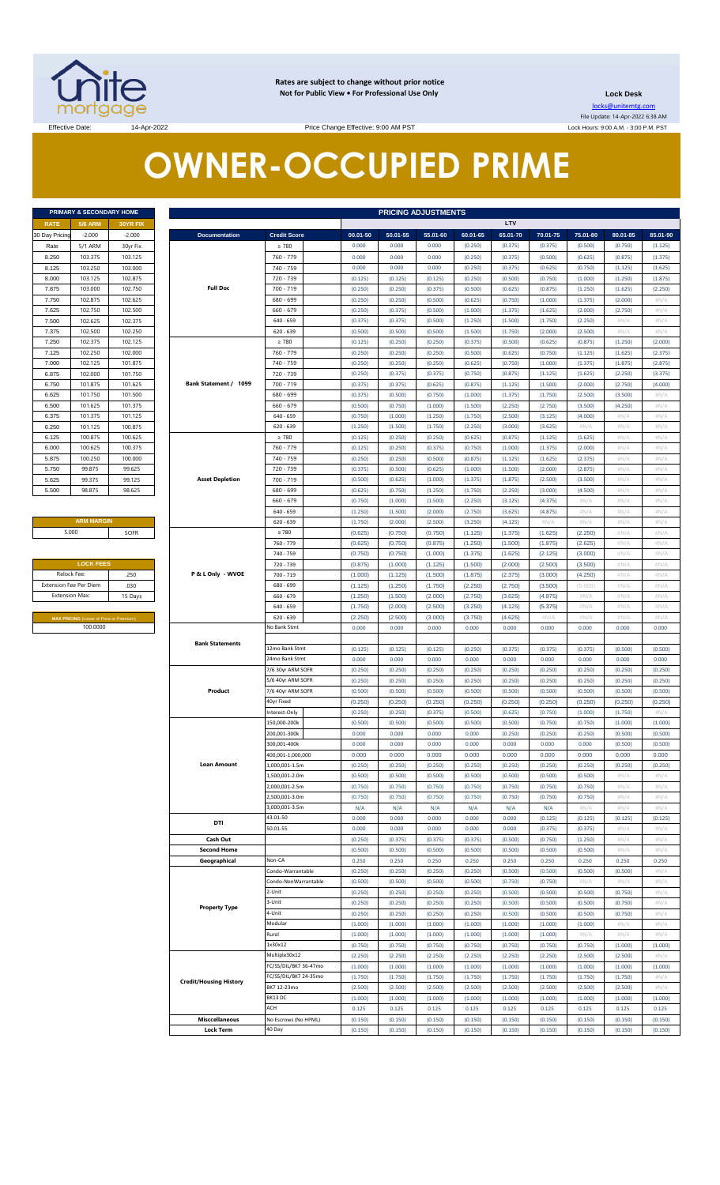Rates are subject to change without prior notice
Not for Public View • For Professional Use Only

**Lock Desk**

locks@unitemtg.com

File Update: 14-Apr-2022 6:38 AM

Effective Date: 14-Apr-2022

Price Change Effective: 9:00 AM PST

Lock Hours: 9:00 A.M. - 3:00 P.M. PST

# OWNER-OCCUPIED PRIME

| PRIMARY & SECONDARY HOME | | |
|---|---|---|
| **RATE** | **5/6 ARM** | **30YR FIX** |
| 30 Day Pricing | -2.000 | -2.000 |
| Rate | 5/1 ARM | 30yr Fix |
| 8.250 | 103.375 | 103.125 |
| 8.125 | 103.250 | 103.000 |
| 8.000 | 103.125 | 102.875 |
| 7.875 | 103.000 | 102.750 |
| 7.750 | 102.875 | 102.625 |
| 7.625 | 102.750 | 102.500 |
| 7.500 | 102.625 | 102.375 |
| 7.375 | 102.500 | 102.250 |
| 7.250 | 102.375 | 102.125 |
| 7.125 | 102.250 | 102.000 |
| 7.000 | 102.125 | 101.875 |
| 6.875 | 102.000 | 101.750 |
| 6.750 | 101.875 | 101.625 |
| 6.625 | 101.750 | 101.500 |
| 6.500 | 101.625 | 101.375 |
| 6.375 | 101.375 | 101.125 |
| 6.250 | 101.125 | 100.875 |
| 6.125 | 100.875 | 100.625 |
| 6.000 | 100.625 | 100.375 |
| 5.875 | 100.250 | 100.000 |
| 5.750 | 99.875 | 99.625 |
| 5.625 | 99.375 | 99.125 |
| 5.500 | 98.875 | 98.625 |

| ARM MARGIN | |
|---|---|
| 5.000 | SOFR |

| LOCK FEES | |
|---|---|
| Relock Fee: | .250 |
| Extension Fee Per Diem | .030 |
| Extension Max: | 15 Days |

| MAX PRICING (Lower of Price or Premium) |
|---|
| 100.0000 |

| PRICING ADJUSTMENTS | | | | | | | | | | |
|---|---|---|---|---|---|---|---|---|---|---|
| | | LTV | | | | | | | | |
| **Documentation** | **Credit Score** | **00.01-50** | **50.01-55** | **55.01-60** | **60.01-65** | **65.01-70** | **70.01-75** | **75.01-80** | **80.01-85** | **85.01-90** |
| Full Doc | ≥ 780 | 0.000 | 0.000 | 0.000 | (0.250) | (0.375) | (0.375) | (0.500) | (0.750) | (1.125) |
| | 760 - 779 | 0.000 | 0.000 | 0.000 | (0.250) | (0.375) | (0.500) | (0.625) | (0.875) | (1.375) |
| | 740 - 759 | 0.000 | 0.000 | 0.000 | (0.250) | (0.375) | (0.625) | (0.750) | (1.125) | (1.625) |
| | 720 - 739 | (0.125) | (0.125) | (0.125) | (0.250) | (0.500) | (0.750) | (1.000) | (1.250) | (1.875) |
| | 700 - 719 | (0.250) | (0.250) | (0.375) | (0.500) | (0.625) | (0.875) | (1.250) | (1.625) | (2.250) |
| | 680 - 699 | (0.250) | (0.250) | (0.500) | (0.625) | (0.750) | (1.000) | (1.375) | (2.000) | #N/A |
| | 660 - 679 | (0.250) | (0.375) | (0.500) | (1.000) | (1.375) | (1.625) | (2.000) | (2.750) | #N/A |
| | 640 - 659 | (0.375) | (0.375) | (0.500) | (1.250) | (1.500) | (1.750) | (2.250) | #N/A | #N/A |
| | 620 - 639 | (0.500) | (0.500) | (0.500) | (1.500) | (1.750) | (2.000) | (2.500) | #N/A | #N/A |
| Bank Statement / 1099 | ≥ 780 | (0.125) | (0.250) | (0.250) | (0.375) | (0.500) | (0.625) | (0.875) | (1.250) | (2.000) |
| | 760 - 779 | (0.250) | (0.250) | (0.250) | (0.500) | (0.625) | (0.750) | (1.125) | (1.625) | (2.375) |
| | 740 - 759 | (0.250) | (0.250) | (0.250) | (0.625) | (0.750) | (1.000) | (1.375) | (1.875) | (2.875) |
| | 720 - 739 | (0.250) | (0.375) | (0.375) | (0.750) | (0.875) | (1.125) | (1.625) | (2.250) | (3.375) |
| | 700 - 719 | (0.375) | (0.375) | (0.625) | (0.875) | (1.125) | (1.500) | (2.000) | (2.750) | (4.000) |
| | 680 - 699 | (0.375) | (0.500) | (0.750) | (1.000) | (1.375) | (1.750) | (2.500) | (3.500) | #N/A |
| | 660 - 679 | (0.500) | (0.750) | (1.000) | (1.500) | (2.250) | (2.750) | (3.500) | (4.250) | #N/A |
| | 640 - 659 | (0.750) | (1.000) | (1.250) | (1.750) | (2.500) | (3.125) | (4.000) | #N/A | #N/A |
| | 620 - 639 | (1.250) | (1.500) | (1.750) | (2.250) | (3.000) | (3.625) | #N/A | #N/A | #N/A |
| Asset Depletion | ≥ 780 | (0.125) | (0.250) | (0.250) | (0.625) | (0.875) | (1.125) | (1.625) | #N/A | #N/A |
| | 760 - 779 | (0.125) | (0.250) | (0.375) | (0.750) | (1.000) | (1.375) | (2.000) | #N/A | #N/A |
| | 740 - 759 | (0.250) | (0.250) | (0.500) | (0.875) | (1.125) | (1.625) | (2.375) | #N/A | #N/A |
| | 720 - 739 | (0.375) | (0.500) | (0.625) | (1.000) | (1.500) | (2.000) | (2.875) | #N/A | #N/A |
| | 700 - 719 | (0.500) | (0.625) | (1.000) | (1.375) | (1.875) | (2.500) | (3.500) | #N/A | #N/A |
| | 680 - 699 | (0.625) | (0.750) | (1.250) | (1.750) | (2.250) | (3.000) | (4.500) | #N/A | #N/A |
| | 660 - 679 | (0.750) | (1.000) | (1.500) | (2.250) | (3.125) | (4.375) | #N/A | #N/A | #N/A |
| | 640 - 659 | (1.250) | (1.500) | (2.000) | (2.750) | (3.625) | (4.875) | #N/A | #N/A | #N/A |
| | 620 - 639 | (1.750) | (2.000) | (2.500) | (3.250) | (4.125) | #N/A | #N/A | #N/A | #N/A |
| P & L Only - WVOE | ≥ 780 | (0.625) | (0.750) | (0.750) | (1.125) | (1.375) | (1.625) | (2.250) | #N/A | #N/A |
| | 760 - 779 | (0.625) | (0.750) | (0.875) | (1.250) | (1.500) | (1.875) | (2.625) | #N/A | #N/A |
| | 740 - 759 | (0.750) | (0.750) | (1.000) | (1.375) | (1.625) | (2.125) | (3.000) | #N/A | #N/A |
| | 720 - 739 | (0.875) | (1.000) | (1.125) | (1.500) | (2.000) | (2.500) | (3.500) | #N/A | #N/A |
| | 700 - 719 | (1.000) | (1.125) | (1.500) | (1.875) | (2.375) | (3.000) | (4.250) | #N/A | #N/A |
| | 680 - 699 | (1.125) | (1.250) | (1.750) | (2.250) | (2.750) | (3.500) | (5.000) | #N/A | #N/A |
| | 660 - 679 | (1.250) | (1.500) | (2.000) | (2.750) | (3.625) | (4.875) | #N/A | #N/A | #N/A |
| | 640 - 659 | (1.750) | (2.000) | (2.500) | (3.250) | (4.125) | (5.375) | #N/A | #N/A | #N/A |
| | 620 - 639 | (2.250) | (2.500) | (3.000) | (3.750) | (4.625) | #N/A | #N/A | #N/A | #N/A |
| Bank Statements | No Bank Stmt | 0.000 | 0.000 | 0.000 | 0.000 | 0.000 | 0.000 | 0.000 | 0.000 | 0.000 |
| | 12mo Bank Stmt | (0.125) | (0.125) | (0.125) | (0.250) | (0.375) | (0.375) | (0.375) | (0.500) | (0.500) |
| | 24mo Bank Stmt | 0.000 | 0.000 | 0.000 | 0.000 | 0.000 | 0.000 | 0.000 | 0.000 | 0.000 |
| Product | 7/6 30yr ARM SOFR | (0.250) | (0.250) | (0.250) | (0.250) | (0.250) | (0.250) | (0.250) | (0.250) | (0.250) |
| | 5/6 40yr ARM SOFR | (0.250) | (0.250) | (0.250) | (0.250) | (0.250) | (0.250) | (0.250) | (0.250) | (0.250) |
| | 7/6 40yr ARM SOFR | (0.500) | (0.500) | (0.500) | (0.500) | (0.500) | (0.500) | (0.500) | (0.500) | (0.500) |
| | 40yr Fixed | (0.250) | (0.250) | (0.250) | (0.250) | (0.250) | (0.250) | (0.250) | (0.250) | (0.250) |
| | Interest-Only | (0.250) | (0.250) | (0.375) | (0.500) | (0.625) | (0.750) | (1.000) | (1.750) | #N/A |
| Loan Amount | 150,000-200k | (0.500) | (0.500) | (0.500) | (0.500) | (0.500) | (0.750) | (0.750) | (1.000) | (1.000) |
| | 200,001-300k | 0.000 | 0.000 | 0.000 | 0.000 | (0.250) | (0.250) | (0.250) | (0.500) | (0.500) |
| | 300,001-400k | 0.000 | 0.000 | 0.000 | 0.000 | 0.000 | 0.000 | 0.000 | (0.500) | (0.500) |
| | 400,001-1,000,000 | 0.000 | 0.000 | 0.000 | 0.000 | 0.000 | 0.000 | 0.000 | 0.000 | 0.000 |
| | 1,000,001-1.5m | (0.250) | (0.250) | (0.250) | (0.250) | (0.250) | (0.250) | (0.250) | (0.250) | (0.250) |
| | 1,500,001-2.0m | (0.500) | (0.500) | (0.500) | (0.500) | (0.500) | (0.500) | (0.500) | #N/A | #N/A |
| | 2,000,001-2.5m | (0.750) | (0.750) | (0.750) | (0.750) | (0.750) | (0.750) | (0.750) | #N/A | #N/A |
| | 2,500,001-3.0m | (0.750) | (0.750) | (0.750) | (0.750) | (0.750) | (0.750) | (0.750) | #N/A | #N/A |
| | 3,000,001-3.5m | N/A | N/A | N/A | N/A | N/A | N/A | #N/A | #N/A | #N/A |
| DTI | 43.01-50 | 0.000 | 0.000 | 0.000 | 0.000 | 0.000 | (0.125) | (0.125) | (0.125) | (0.125) |
| | 50.01-55 | 0.000 | 0.000 | 0.000 | 0.000 | 0.000 | (0.375) | (0.375) | #N/A | #N/A |
| Cash Out | | (0.250) | (0.375) | (0.375) | (0.375) | (0.500) | (0.750) | (1.250) | #N/A | #N/A |
| Second Home | | (0.500) | (0.500) | (0.500) | (0.500) | (0.500) | (0.500) | (0.500) | #N/A | #N/A |
| Geographical | Non-CA | 0.250 | 0.250 | 0.250 | 0.250 | 0.250 | 0.250 | 0.250 | 0.250 | 0.250 |
| Property Type | Condo-Warrantable | (0.250) | (0.250) | (0.250) | (0.250) | (0.500) | (0.500) | (0.500) | (0.500) | #N/A |
| | Condo-NonWarrantable | (0.500) | (0.500) | (0.500) | (0.500) | (0.750) | (0.750) | #N/A | #N/A | #N/A |
| | 2-Unit | (0.250) | (0.250) | (0.250) | (0.250) | (0.500) | (0.500) | (0.500) | (0.750) | #N/A |
| | 3-Unit | (0.250) | (0.250) | (0.250) | (0.250) | (0.500) | (0.500) | (0.500) | (0.750) | #N/A |
| | 4-Unit | (0.250) | (0.250) | (0.250) | (0.250) | (0.500) | (0.500) | (0.500) | (0.750) | #N/A |
| | Modular | (1.000) | (1.000) | (1.000) | (1.000) | (1.000) | (1.000) | (1.000) | #N/A | #N/A |
| | Rural | (1.000) | (1.000) | (1.000) | (1.000) | (1.000) | (1.000) | #N/A | #N/A | #N/A |
| Credit/Housing History | 1x30x12 | (0.750) | (0.750) | (0.750) | (0.750) | (0.750) | (0.750) | (0.750) | (1.000) | (1.000) |
| | Multiple30x12 | (2.250) | (2.250) | (2.250) | (2.250) | (2.250) | (2.250) | (2.500) | (2.500) | #N/A |
| | FC/SS/DIL/BK7 36-47mo | (1.000) | (1.000) | (1.000) | (1.000) | (1.000) | (1.000) | (1.000) | (1.000) | (1.000) |
| | FC/SS/DIL/BK7 24-35mo | (1.750) | (1.750) | (1.750) | (1.750) | (1.750) | (1.750) | (1.750) | (1.750) | #N/A |
| | BK7 12-23mo | (2.500) | (2.500) | (2.500) | (2.500) | (2.500) | (2.500) | (2.500) | (2.500) | #N/A |
| | BK13 DC | (1.000) | (1.000) | (1.000) | (1.000) | (1.000) | (1.000) | (1.000) | (1.000) | (1.000) |
| | ACH | 0.125 | 0.125 | 0.125 | 0.125 | 0.125 | 0.125 | 0.125 | 0.125 | 0.125 |
| Misccellaneous | No Escrows (No HPML) | (0.150) | (0.150) | (0.150) | (0.150) | (0.150) | (0.150) | (0.150) | (0.150) | (0.150) |
| Lock Term | 40 Day | (0.150) | (0.150) | (0.150) | (0.150) | (0.150) | (0.150) | (0.150) | (0.150) | (0.150) |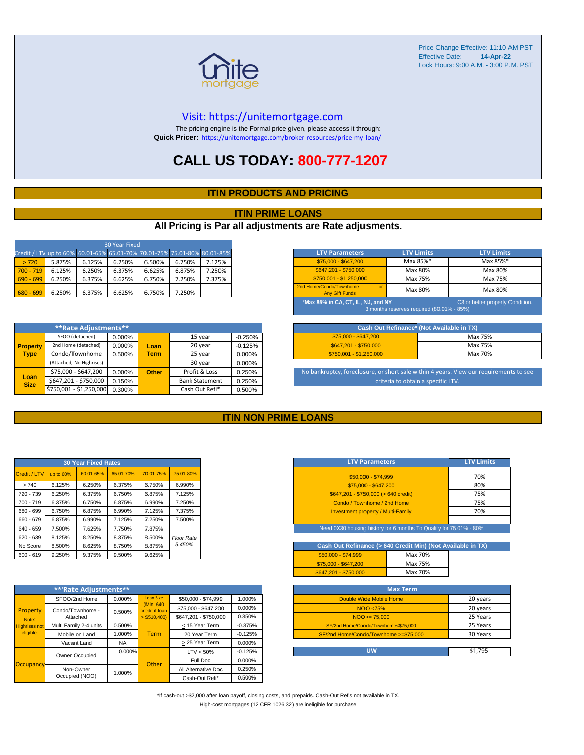Price Change Effective: 11:10 AM PST
Effective Date: **14-Apr-22**
Lock Hours: 9:00 A.M. - 3:00 P.M. PST

unite mortgage

Visit: https://unitemortgage.com

The pricing engine is the Formal price given, please access it through:
**Quick Pricer:** https://unitemortgage.com/broker-resources/price-my-loan/

# CALL US TODAY: 800-777-1207

## ITIN PRODUCTS AND PRICING

## ITIN PRIME LOANS

### All Pricing is Par all adjustments are Rate adjusments.

| 30 Year Fixed | | | | | | |
|---|---|---|---|---|---|---|
| Credit / LTV | up to 60% | 60.01-65% | 65.01-70% | 70.01-75% | 75.01-80% | 80.01-85% |
| > 720 | 5.875% | 6.125% | 6.250% | 6.500% | 6.750% | 7.125% |
| 700 - 719 | 6.125% | 6.250% | 6.375% | 6.625% | 6.875% | 7.250% |
| 690 - 699 | 6.250% | 6.375% | 6.625% | 6.750% | 7.250% | 7.375% |
| 680 - 699 | 6.250% | 6.375% | 6.625% | 6.750% | 7.250% | |

| LTV Parameters | LTV Limits | LTV Limits |
|---|---|---|
| $75,000 - $647,200 | Max 85%* | Max 85%* |
| $647,201 - $750,000 | Max 80% | Max 80% |
| $750,001 - $1,250,000 | Max 75% | Max 75% |
| 2nd Home/Condo/Townhome or Any Gift Funds | Max 80% | Max 80% |

*Max 85% in CA, CT, IL, NJ, and NY — C3 or better property Condition. 3 months reserves required (80.01% - 85%)

| **Rate Adjustments** | | | | | |
|---|---|---|---|---|---|
| Property Type | SFOO (detached) | 0.000% | Loan Term | 15 year | -0.250% |
| | 2nd Home (detached) | 0.000% | | 20 year | -0.125% |
| | Condo/Townhome | 0.500% | | 25 year | 0.000% |
| | (Attached, No Highrises) | | | 30 year | 0.000% |
| Loan Size | $75,000 - $647,200 | 0.000% | Other | Profit & Loss | 0.250% |
| | $647,201 - $750,000 | 0.150% | | Bank Statement | 0.250% |
| | $750,001 - $1,250,000 | 0.300% | | Cash Out Refi* | 0.500% |

| Cash Out Refinance* (Not Available in TX) | |
|---|---|
| $75,000 - $647,200 | Max 75% |
| $647,201 - $750,000 | Max 75% |
| $750,001 - $1,250,000 | Max 70% |

No bankruptcy, foreclosure, or short sale within 4 years. View our requirements to see criteria to obtain a specific LTV.

## ITIN NON PRIME LOANS

| 30 Year Fixed Rates | | | | | |
|---|---|---|---|---|---|
| Credit / LTV | up to 60% | 60.01-65% | 65.01-70% | 70.01-75% | 75.01-80% |
| > 740 | 6.125% | 6.250% | 6.375% | 6.750% | 6.990% |
| 720 - 739 | 6.250% | 6.375% | 6.750% | 6.875% | 7.125% |
| 700 - 719 | 6.375% | 6.750% | 6.875% | 6.990% | 7.250% |
| 680 - 699 | 6.750% | 6.875% | 6.990% | 7.125% | 7.375% |
| 660 - 679 | 6.875% | 6.990% | 7.125% | 7.250% | 7.500% |
| 640 - 659 | 7.500% | 7.625% | 7.750% | 7.875% | |
| 620 - 639 | 8.125% | 8.250% | 8.375% | 8.500% | *Floor Rate 5.450%* |
| No Score | 8.500% | 8.625% | 8.750% | 8.875% | |
| 600 - 619 | 9.250% | 9.375% | 9.500% | 9.625% | |

| LTV Parameters | LTV Limits |
|---|---|
| $50,000 - $74,999 | 70% |
| $75,000 - $647,200 | 80% |
| $647,201 - $750,000 (> 640 credit) | 75% |
| Condo / Townhome / 2nd Home | 75% |
| Investment property / Multi-Family | 70% |

Need 0X30 housing history for 6 months To Qualify for 75.01% - 80%

| Cash Out Refinance (> 640 Credit Min) (Not Available in TX) | |
|---|---|
| $50,000 - $74,999 | Max 70% |
| $75,000 - $647,200 | Max 75% |
| $647,201 - $750,000 | Max 70% |

| **Rate Adjustments** | | | | | |
|---|---|---|---|---|---|
| Property (Note: Highrises not eligible.) | SFOO/2nd Home | 0.000% | Loan Size (Min. 640 credit if loan > $510,400) | $50,000 - $74,999 | 1.000% |
| | Condo/Townhome - Attached | 0.500% | | $75,000 - $647,200 | 0.000% |
| | | | | $647,201 - $750,000 | 0.350% |
| | Multi Family 2-4 units | 0.500% | Term | < 15 Year Term | -0.375% |
| | Mobile on Land | 1.000% | | 20 Year Term | -0.125% |
| | Vacant Land | NA | | > 25 Year Term | 0.000% |
| Occupancy | Owner Occupied | 0.000% | Other | LTV < 50% | -0.125% |
| | | | | Full Doc | 0.000% |
| | Non-Owner Occupied (NOO) | 1.000% | | All Alternative Doc | 0.250% |
| | | | | Cash-Out Refi* | 0.500% |

| Max Term | |
|---|---|
| Double Wide Mobile Home | 20 years |
| NOO <75% | 20 years |
| NOO>= 75,000 | 25 Years |
| SF/2nd Home/Condo/Townhome<$75,000 | 25 Years |
| SF/2nd Home/Condo/Townhome >=$75,000 | 30 Years |

| UW | $1,795 |
|---|---|

*If cash-out >$2,000 after loan payoff, closing costs, and prepaids. Cash-Out Refis not available in TX.
High-cost mortgages (12 CFR 1026.32) are ineligible for purchase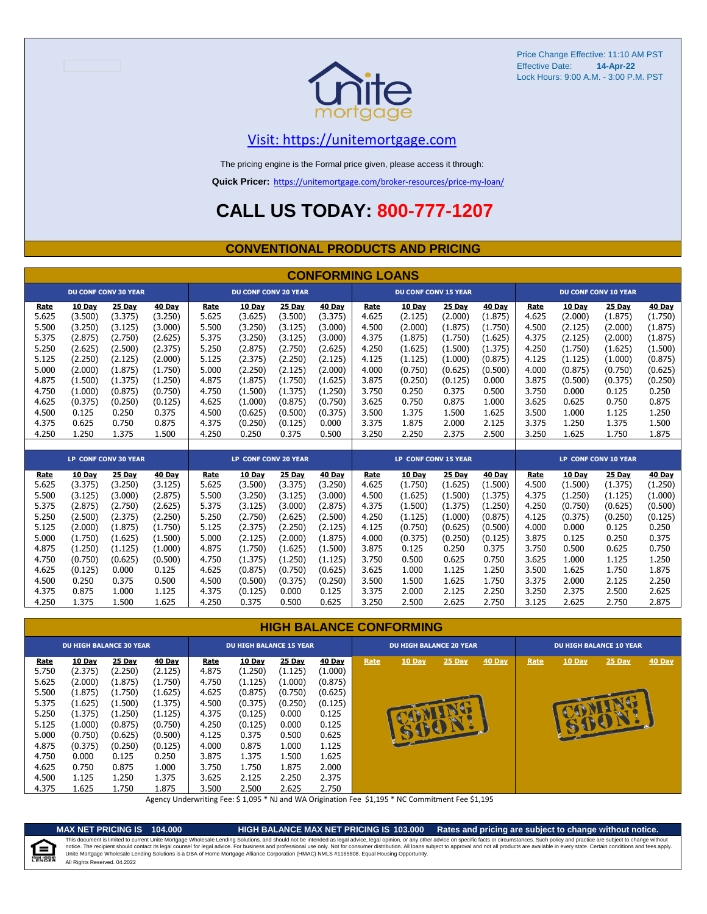Price Change Effective: 11:10 AM PST
Effective Date: **14-Apr-22**
Lock Hours: 9:00 A.M. - 3:00 P.M. PST

Visit: https://unitemortgage.com

The pricing engine is the Formal price given, please access it through:

**Quick Pricer:** https://unitemortgage.com/broker-resources/price-my-loan/

# CALL US TODAY: 800-777-1207

## CONVENTIONAL PRODUCTS AND PRICING

### CONFORMING LOANS

| DU CONF CONV 30 YEAR | | | | DU CONF CONV 20 YEAR | | | | DU CONF CONV 15 YEAR | | | | DU CONF CONV 10 YEAR | | | |
|---|---|---|---|---|---|---|---|---|---|---|---|---|---|---|---|
| Rate | 10 Day | 25 Day | 40 Day | Rate | 10 Day | 25 Day | 40 Day | Rate | 10 Day | 25 Day | 40 Day | Rate | 10 Day | 25 Day | 40 Day |
| 5.625 | (3.500) | (3.375) | (3.250) | 5.625 | (3.625) | (3.500) | (3.375) | 4.625 | (2.125) | (2.000) | (1.875) | 4.625 | (2.000) | (1.875) | (1.750) |
| 5.500 | (3.250) | (3.125) | (3.000) | 5.500 | (3.250) | (3.125) | (3.000) | 4.500 | (2.000) | (1.875) | (1.750) | 4.500 | (2.125) | (2.000) | (1.875) |
| 5.375 | (2.875) | (2.750) | (2.625) | 5.375 | (3.250) | (3.125) | (3.000) | 4.375 | (1.875) | (1.750) | (1.625) | 4.375 | (2.125) | (2.000) | (1.875) |
| 5.250 | (2.625) | (2.500) | (2.375) | 5.250 | (2.875) | (2.750) | (2.625) | 4.250 | (1.625) | (1.500) | (1.375) | 4.250 | (1.750) | (1.625) | (1.500) |
| 5.125 | (2.250) | (2.125) | (2.000) | 5.125 | (2.375) | (2.250) | (2.125) | 4.125 | (1.125) | (1.000) | (0.875) | 4.125 | (1.125) | (1.000) | (0.875) |
| 5.000 | (2.000) | (1.875) | (1.750) | 5.000 | (2.250) | (2.125) | (2.000) | 4.000 | (0.750) | (0.625) | (0.500) | 4.000 | (0.875) | (0.750) | (0.625) |
| 4.875 | (1.500) | (1.375) | (1.250) | 4.875 | (1.875) | (1.750) | (1.625) | 3.875 | (0.250) | (0.125) | 0.000 | 3.875 | (0.500) | (0.375) | (0.250) |
| 4.750 | (1.000) | (0.875) | (0.750) | 4.750 | (1.500) | (1.375) | (1.250) | 3.750 | 0.250 | 0.375 | 0.500 | 3.750 | 0.000 | 0.125 | 0.250 |
| 4.625 | (0.375) | (0.250) | (0.125) | 4.625 | (1.000) | (0.875) | (0.750) | 3.625 | 0.750 | 0.875 | 1.000 | 3.625 | 0.625 | 0.750 | 0.875 |
| 4.500 | 0.125 | 0.250 | 0.375 | 4.500 | (0.625) | (0.500) | (0.375) | 3.500 | 1.375 | 1.500 | 1.625 | 3.500 | 1.000 | 1.125 | 1.250 |
| 4.375 | 0.625 | 0.750 | 0.875 | 4.375 | (0.250) | (0.125) | 0.000 | 3.375 | 1.875 | 2.000 | 2.125 | 3.375 | 1.250 | 1.375 | 1.500 |
| 4.250 | 1.250 | 1.375 | 1.500 | 4.250 | 0.250 | 0.375 | 0.500 | 3.250 | 2.250 | 2.375 | 2.500 | 3.250 | 1.625 | 1.750 | 1.875 |

| LP CONF CONV 30 YEAR | | | | LP CONF CONV 20 YEAR | | | | LP CONF CONV 15 YEAR | | | | LP CONF CONV 10 YEAR | | | |
|---|---|---|---|---|---|---|---|---|---|---|---|---|---|---|---|
| Rate | 10 Day | 25 Day | 40 Day | Rate | 10 Day | 25 Day | 40 Day | Rate | 10 Day | 25 Day | 40 Day | Rate | 10 Day | 25 Day | 40 Day |
| 5.625 | (3.375) | (3.250) | (3.125) | 5.625 | (3.500) | (3.375) | (3.250) | 4.625 | (1.750) | (1.625) | (1.500) | 4.500 | (1.500) | (1.375) | (1.250) |
| 5.500 | (3.125) | (3.000) | (2.875) | 5.500 | (3.250) | (3.125) | (3.000) | 4.500 | (1.625) | (1.500) | (1.375) | 4.375 | (1.250) | (1.125) | (1.000) |
| 5.375 | (2.875) | (2.750) | (2.625) | 5.375 | (3.125) | (3.000) | (2.875) | 4.375 | (1.500) | (1.375) | (1.250) | 4.250 | (0.750) | (0.625) | (0.500) |
| 5.250 | (2.500) | (2.375) | (2.250) | 5.250 | (2.750) | (2.625) | (2.500) | 4.250 | (1.125) | (1.000) | (0.875) | 4.125 | (0.375) | (0.250) | (0.125) |
| 5.125 | (2.000) | (1.875) | (1.750) | 5.125 | (2.375) | (2.250) | (2.125) | 4.125 | (0.750) | (0.625) | (0.500) | 4.000 | 0.000 | 0.125 | 0.250 |
| 5.000 | (1.750) | (1.625) | (1.500) | 5.000 | (2.125) | (2.000) | (1.875) | 4.000 | (0.375) | (0.250) | (0.125) | 3.875 | 0.125 | 0.250 | 0.375 |
| 4.875 | (1.250) | (1.125) | (1.000) | 4.875 | (1.750) | (1.625) | (1.500) | 3.875 | 0.125 | 0.250 | 0.375 | 3.750 | 0.500 | 0.625 | 0.750 |
| 4.750 | (0.750) | (0.625) | (0.500) | 4.750 | (1.375) | (1.250) | (1.125) | 3.750 | 0.500 | 0.625 | 0.750 | 3.625 | 1.000 | 1.125 | 1.250 |
| 4.625 | (0.125) | 0.000 | 0.125 | 4.625 | (0.875) | (0.750) | (0.625) | 3.625 | 1.000 | 1.125 | 1.250 | 3.500 | 1.625 | 1.750 | 1.875 |
| 4.500 | 0.250 | 0.375 | 0.500 | 4.500 | (0.500) | (0.375) | (0.250) | 3.500 | 1.500 | 1.625 | 1.750 | 3.375 | 2.000 | 2.125 | 2.250 |
| 4.375 | 0.875 | 1.000 | 1.125 | 4.375 | (0.125) | 0.000 | 0.125 | 3.375 | 2.000 | 2.125 | 2.250 | 3.250 | 2.375 | 2.500 | 2.625 |
| 4.250 | 1.375 | 1.500 | 1.625 | 4.250 | 0.375 | 0.500 | 0.625 | 3.250 | 2.500 | 2.625 | 2.750 | 3.125 | 2.625 | 2.750 | 2.875 |

### HIGH BALANCE CONFORMING

| DU HIGH BALANCE 30 YEAR | | | | DU HIGH BALANCE 15 YEAR | | | | DU HIGH BALANCE 20 YEAR | | | | DU HIGH BALANCE 10 YEAR | | | |
|---|---|---|---|---|---|---|---|---|---|---|---|---|---|---|---|
| Rate | 10 Day | 25 Day | 40 Day | Rate | 10 Day | 25 Day | 40 Day | Rate | 10 Day | 25 Day | 40 Day | Rate | 10 Day | 25 Day | 40 Day |
| 5.750 | (2.375) | (2.250) | (2.125) | 4.875 | (1.250) | (1.125) | (1.000) | | | | | | | | |
| 5.625 | (2.000) | (1.875) | (1.750) | 4.750 | (1.125) | (1.000) | (0.875) | | | | | | | | |
| 5.500 | (1.875) | (1.750) | (1.625) | 4.625 | (0.875) | (0.750) | (0.625) | | | | | | | | |
| 5.375 | (1.625) | (1.500) | (1.375) | 4.500 | (0.375) | (0.250) | (0.125) | | | | | | | | |
| 5.250 | (1.375) | (1.250) | (1.125) | 4.375 | (0.125) | 0.000 | 0.125 | | COMING SOON! | | | | COMING SOON! | | |
| 5.125 | (1.000) | (0.875) | (0.750) | 4.250 | (0.125) | 0.000 | 0.125 | | | | | | | | |
| 5.000 | (0.750) | (0.625) | (0.500) | 4.125 | 0.375 | 0.500 | 0.625 | | | | | | | | |
| 4.875 | (0.375) | (0.250) | (0.125) | 4.000 | 0.875 | 1.000 | 1.125 | | | | | | | | |
| 4.750 | 0.000 | 0.125 | 0.250 | 3.875 | 1.375 | 1.500 | 1.625 | | | | | | | | |
| 4.625 | 0.750 | 0.875 | 1.000 | 3.750 | 1.750 | 1.875 | 2.000 | | | | | | | | |
| 4.500 | 1.125 | 1.250 | 1.375 | 3.625 | 2.125 | 2.250 | 2.375 | | | | | | | | |
| 4.375 | 1.625 | 1.750 | 1.875 | 3.500 | 2.500 | 2.625 | 2.750 | | | | | | | | |

Agency Underwriting Fee: $ 1,095 * NJ and WA Origination Fee $1,195 * NC Commitment Fee $1,195

**MAX NET PRICING IS 104.000** | **HIGH BALANCE MAX NET PRICING IS 103.000** | **Rates and pricing are subject to change without notice.**

This document is limited to current Unite Mortgage Wholesale Lending Solutions, and should not be intended as legal advice, legal opinion, or any other advice on specific facts or circumstances. Such policy and practice are subject to change without notice. The recipient should contact its legal counsel for legal advice. For business and professional use only. Not for consumer distribution. All loans subject to approval and not all products are available in every state. Certain conditions and fees apply. Unite Mortgage Wholesale Lending Solutions is a DBA of Home Mortgage Alliance Corporation (HMAC) NMLS #1165808. Equal Housing Opportunity.
All Rights Reserved. 04.2022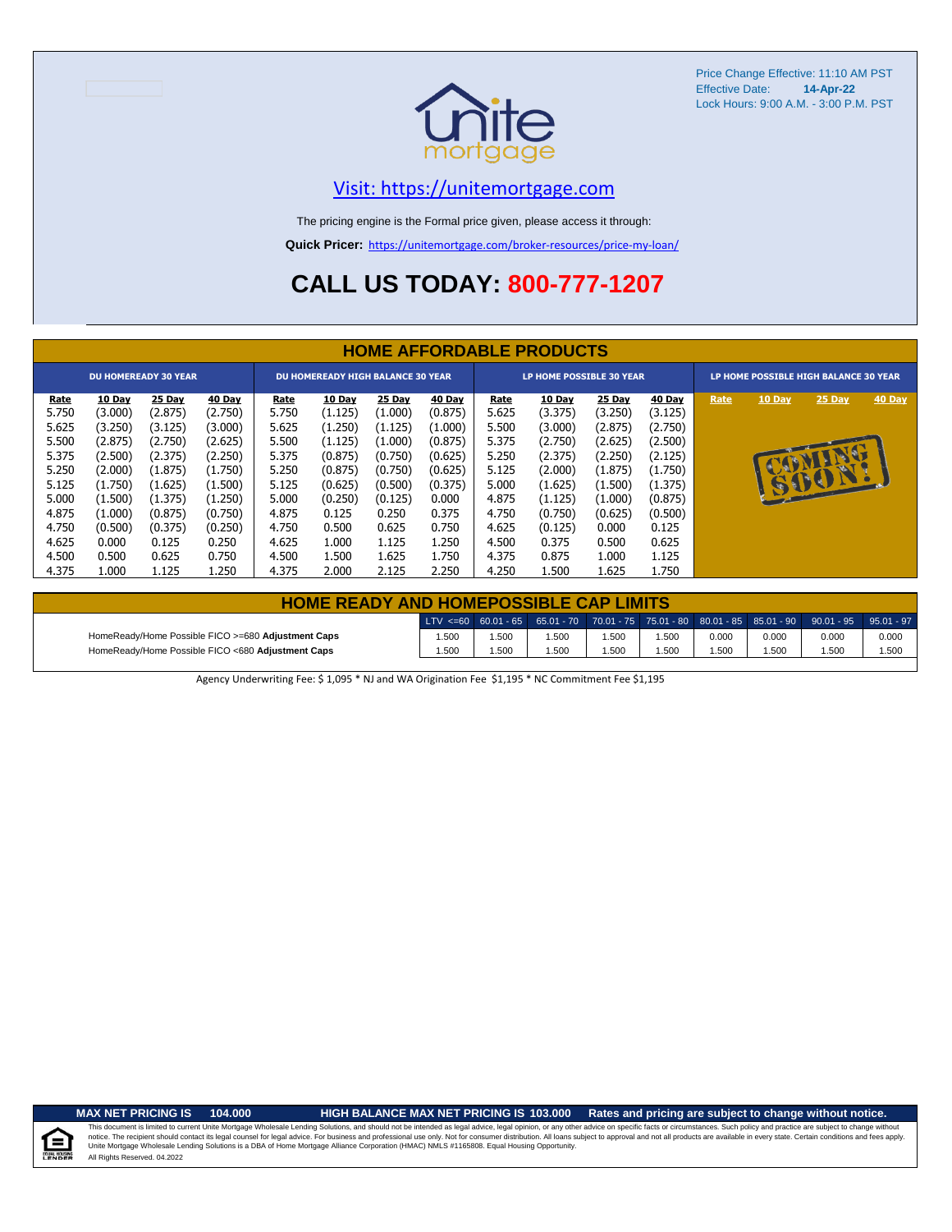Price Change Effective: 11:10 AM PST
Effective Date: **14-Apr-22**
Lock Hours: 9:00 A.M. - 3:00 P.M. PST

unite mortgage

Visit: https://unitemortgage.com

The pricing engine is the Formal price given, please access it through:

**Quick Pricer:** https://unitemortgage.com/broker-resources/price-my-loan/

## CALL US TODAY: 800-777-1207

## HOME AFFORDABLE PRODUCTS

| DU HOMEREADY 30 YEAR | | | | DU HOMEREADY HIGH BALANCE 30 YEAR | | | | LP HOME POSSIBLE 30 YEAR | | | | LP HOME POSSIBLE HIGH BALANCE 30 YEAR | | | |
|---|---|---|---|---|---|---|---|---|---|---|---|---|---|---|---|
| Rate | 10 Day | 25 Day | 40 Day | Rate | 10 Day | 25 Day | 40 Day | Rate | 10 Day | 25 Day | 40 Day | Rate | 10 Day | 25 Day | 40 Day |
| 5.750 | (3.000) | (2.875) | (2.750) | 5.750 | (1.125) | (1.000) | (0.875) | 5.625 | (3.375) | (3.250) | (3.125) | COMING SOON! | | | |
| 5.625 | (3.250) | (3.125) | (3.000) | 5.625 | (1.250) | (1.125) | (1.000) | 5.500 | (3.000) | (2.875) | (2.750) | | | | |
| 5.500 | (2.875) | (2.750) | (2.625) | 5.500 | (1.125) | (1.000) | (0.875) | 5.375 | (2.750) | (2.625) | (2.500) | | | | |
| 5.375 | (2.500) | (2.375) | (2.250) | 5.375 | (0.875) | (0.750) | (0.625) | 5.250 | (2.375) | (2.250) | (2.125) | | | | |
| 5.250 | (2.000) | (1.875) | (1.750) | 5.250 | (0.875) | (0.750) | (0.625) | 5.125 | (2.000) | (1.875) | (1.750) | | | | |
| 5.125 | (1.750) | (1.625) | (1.500) | 5.125 | (0.625) | (0.500) | (0.375) | 5.000 | (1.625) | (1.500) | (1.375) | | | | |
| 5.000 | (1.500) | (1.375) | (1.250) | 5.000 | (0.250) | (0.125) | 0.000 | 4.875 | (1.125) | (1.000) | (0.875) | | | | |
| 4.875 | (1.000) | (0.875) | (0.750) | 4.875 | 0.125 | 0.250 | 0.375 | 4.750 | (0.750) | (0.625) | (0.500) | | | | |
| 4.750 | (0.500) | (0.375) | (0.250) | 4.750 | 0.500 | 0.625 | 0.750 | 4.625 | (0.125) | 0.000 | 0.125 | | | | |
| 4.625 | 0.000 | 0.125 | 0.250 | 4.625 | 1.000 | 1.125 | 1.250 | 4.500 | 0.375 | 0.500 | 0.625 | | | | |
| 4.500 | 0.500 | 0.625 | 0.750 | 4.500 | 1.500 | 1.625 | 1.750 | 4.375 | 0.875 | 1.000 | 1.125 | | | | |
| 4.375 | 1.000 | 1.125 | 1.250 | 4.375 | 2.000 | 2.125 | 2.250 | 4.250 | 1.500 | 1.625 | 1.750 | | | | |

## HOME READY AND HOMEPOSSIBLE CAP LIMITS

| | LTV <=60 | 60.01 - 65 | 65.01 - 70 | 70.01 - 75 | 75.01 - 80 | 80.01 - 85 | 85.01 - 90 | 90.01 - 95 | 95.01 - 97 |
|---|---|---|---|---|---|---|---|---|---|
| HomeReady/Home Possible FICO >=680 **Adjustment Caps** | 1.500 | 1.500 | 1.500 | 1.500 | 1.500 | 0.000 | 0.000 | 0.000 | 0.000 |
| HomeReady/Home Possible FICO <680 **Adjustment Caps** | 1.500 | 1.500 | 1.500 | 1.500 | 1.500 | 1.500 | 1.500 | 1.500 | 1.500 |

Agency Underwriting Fee: $ 1,095 * NJ and WA Origination Fee $1,195 * NC Commitment Fee $1,195

**MAX NET PRICING IS 104.000** | **HIGH BALANCE MAX NET PRICING IS 103.000** | **Rates and pricing are subject to change without notice.**

This document is limited to current Unite Mortgage Wholesale Lending Solutions, and should not be intended as legal advice, legal opinion, or any other advice on specific facts or circumstances. Such policy and practice are subject to change without notice. The recipient should contact its legal counsel for legal advice. For business and professional use only. Not for consumer distribution. All loans subject to approval and not all products are available in every state. Certain conditions and fees apply. Unite Mortgage Wholesale Lending Solutions is a DBA of Home Mortgage Alliance Corporation (HMAC) NMLS #1165808. Equal Housing Opportunity.
All Rights Reserved. 04.2022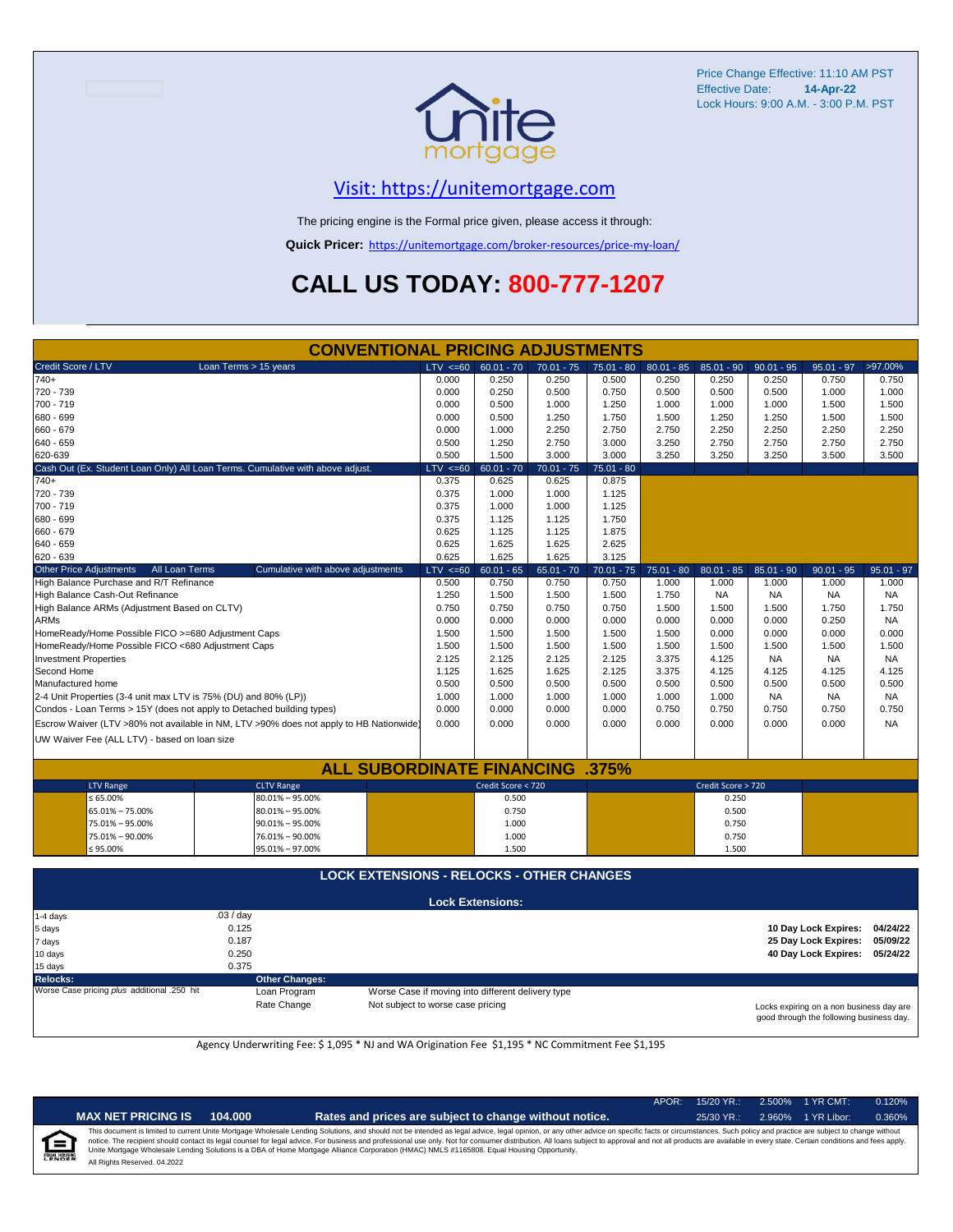Price Change Effective: 11:10 AM PST
Effective Date: **14-Apr-22**
Lock Hours: 9:00 A.M. - 3:00 P.M. PST

## Visit: https://unitemortgage.com

The pricing engine is the Formal price given, please access it through:

**Quick Pricer:** https://unitemortgage.com/broker-resources/price-my-loan/

# CALL US TODAY: 800-777-1207

## CONVENTIONAL PRICING ADJUSTMENTS

| Credit Score / LTV — Loan Terms > 15 years | LTV <=60 | 60.01 - 70 | 70.01 - 75 | 75.01 - 80 | 80.01 - 85 | 85.01 - 90 | 90.01 - 95 | 95.01 - 97 | >97.00% |
|---|---|---|---|---|---|---|---|---|---|
| 740+ | 0.000 | 0.250 | 0.250 | 0.500 | 0.250 | 0.250 | 0.250 | 0.750 | 0.750 |
| 720 - 739 | 0.000 | 0.250 | 0.500 | 0.750 | 0.500 | 0.500 | 0.500 | 1.000 | 1.000 |
| 700 - 719 | 0.000 | 0.500 | 1.000 | 1.250 | 1.000 | 1.000 | 1.000 | 1.500 | 1.500 |
| 680 - 699 | 0.000 | 0.500 | 1.250 | 1.750 | 1.500 | 1.250 | 1.250 | 1.500 | 1.500 |
| 660 - 679 | 0.000 | 1.000 | 2.250 | 2.750 | 2.750 | 2.250 | 2.250 | 2.250 | 2.250 |
| 640 - 659 | 0.500 | 1.250 | 2.750 | 3.000 | 3.250 | 2.750 | 2.750 | 2.750 | 2.750 |
| 620-639 | 0.500 | 1.500 | 3.000 | 3.000 | 3.250 | 3.250 | 3.250 | 3.500 | 3.500 |

| Cash Out (Ex. Student Loan Only) All Loan Terms. Cumulative with above adjust. | LTV <=60 | 60.01 - 70 | 70.01 - 75 | 75.01 - 80 |
|---|---|---|---|---|
| 740+ | 0.375 | 0.625 | 0.625 | 0.875 |
| 720 - 739 | 0.375 | 1.000 | 1.000 | 1.125 |
| 700 - 719 | 0.375 | 1.000 | 1.000 | 1.125 |
| 680 - 699 | 0.375 | 1.125 | 1.125 | 1.750 |
| 660 - 679 | 0.625 | 1.125 | 1.125 | 1.875 |
| 640 - 659 | 0.625 | 1.625 | 1.625 | 2.625 |
| 620 - 639 | 0.625 | 1.625 | 1.625 | 3.125 |

| Other Price Adjustments — All Loan Terms — Cumulative with above adjustments | LTV <=60 | 60.01 - 65 | 65.01 - 70 | 70.01 - 75 | 75.01 - 80 | 80.01 - 85 | 85.01 - 90 | 90.01 - 95 | 95.01 - 97 |
|---|---|---|---|---|---|---|---|---|---|
| High Balance Purchase and R/T Refinance | 0.500 | 0.750 | 0.750 | 0.750 | 1.000 | 1.000 | 1.000 | 1.000 | 1.000 |
| High Balance Cash-Out Refinance | 1.250 | 1.500 | 1.500 | 1.500 | 1.750 | NA | NA | NA | NA |
| High Balance ARMs (Adjustment Based on CLTV) | 0.750 | 0.750 | 0.750 | 0.750 | 1.500 | 1.500 | 1.500 | 1.750 | 1.750 |
| ARMs | 0.000 | 0.000 | 0.000 | 0.000 | 0.000 | 0.000 | 0.000 | 0.250 | NA |
| HomeReady/Home Possible FICO >=680 Adjustment Caps | 1.500 | 1.500 | 1.500 | 1.500 | 1.500 | 0.000 | 0.000 | 0.000 | 0.000 |
| HomeReady/Home Possible FICO <680 Adjustment Caps | 1.500 | 1.500 | 1.500 | 1.500 | 1.500 | 1.500 | 1.500 | 1.500 | 1.500 |
| Investment Properties | 2.125 | 2.125 | 2.125 | 2.125 | 3.375 | 4.125 | NA | NA | NA |
| Second Home | 1.125 | 1.625 | 1.625 | 2.125 | 3.375 | 4.125 | 4.125 | 4.125 | 4.125 |
| Manufactured home | 0.500 | 0.500 | 0.500 | 0.500 | 0.500 | 0.500 | 0.500 | 0.500 | 0.500 |
| 2-4 Unit Properties (3-4 unit max LTV is 75% (DU) and 80% (LP)) | 1.000 | 1.000 | 1.000 | 1.000 | 1.000 | 1.000 | NA | NA | NA |
| Condos - Loan Terms > 15Y (does not apply to Detached building types) | 0.000 | 0.000 | 0.000 | 0.000 | 0.750 | 0.750 | 0.750 | 0.750 | 0.750 |
| Escrow Waiver (LTV >80% not available in NM, LTV >90% does not apply to HB Nationwide) | 0.000 | 0.000 | 0.000 | 0.000 | 0.000 | 0.000 | 0.000 | 0.000 | NA |
| UW Waiver Fee (ALL LTV) - based on loan size | | | | | | | | | |

## ALL SUBORDINATE FINANCING .375%

| LTV Range | CLTV Range | Credit Score < 720 | Credit Score > 720 |
|---|---|---|---|
| ≤ 65.00% | 80.01% – 95.00% | 0.500 | 0.250 |
| 65.01% – 75.00% | 80.01% – 95.00% | 0.750 | 0.500 |
| 75.01% – 95.00% | 90.01% – 95.00% | 1.000 | 0.750 |
| 75.01% – 90.00% | 76.01% – 90.00% | 1.000 | 0.750 |
| ≤ 95.00% | 95.01% – 97.00% | 1.500 | 1.500 |

## LOCK EXTENSIONS - RELOCKS - OTHER CHANGES

**Lock Extensions:**

| Days | Cost |
|---|---|
| 1-4 days | .03 / day |
| 5 days | 0.125 |
| 7 days | 0.187 |
| 10 days | 0.250 |
| 15 days | 0.375 |

**10 Day Lock Expires: 04/24/22**
**25 Day Lock Expires: 05/09/22**
**40 Day Lock Expires: 05/24/22**

**Relocks:**
Worse Case pricing *plus* additional .250 hit

**Other Changes:**

| | |
|---|---|
| Loan Program | Worse Case if moving into different delivery type |
| Rate Change | Not subject to worse case pricing |

Locks expiring on a non business day are good through the following business day.

Agency Underwriting Fee: $ 1,095 * NJ and WA Origination Fee $1,195 * NC Commitment Fee $1,195

**MAX NET PRICING IS 104.000** — **Rates and prices are subject to change without notice.**

| APOR: | 15/20 YR.: | 2.500% | 1 YR CMT: | 0.120% |
|---|---|---|---|---|
| | 25/30 YR.: | 2.960% | 1 YR Libor: | 0.360% |

This document is limited to current Unite Mortgage Wholesale Lending Solutions, and should not be intended as legal advice, legal opinion, or any other advice on specific facts or circumstances. Such policy and practice are subject to change without notice. The recipient should contact its legal counsel for legal advice. For business and professional use only. Not for consumer distribution. All loans subject to approval and not all products are available in every state. Certain conditions and fees apply. Unite Mortgage Wholesale Lending Solutions is a DBA of Home Mortgage Alliance Corporation (HMAC) NMLS #1165808. Equal Housing Opportunity.

All Rights Reserved. 04.2022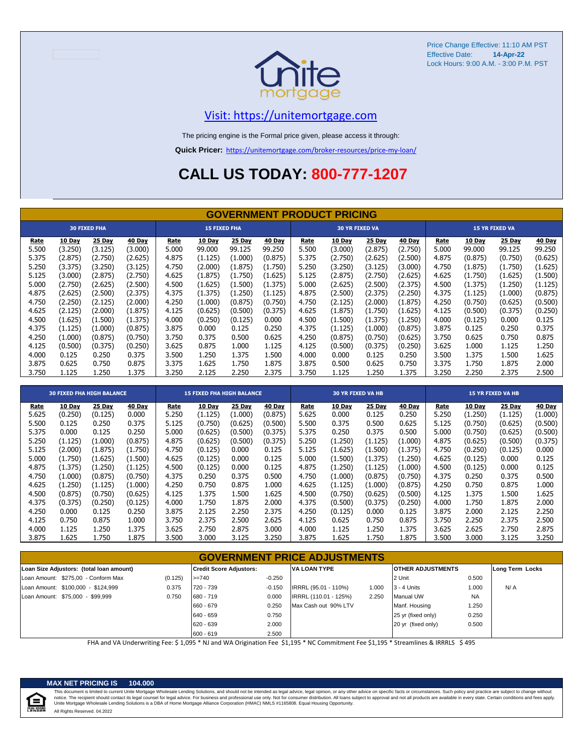Price Change Effective: 11:10 AM PST
Effective Date: **14-Apr-22**
Lock Hours: 9:00 A.M. - 3:00 P.M. PST

unite mortgage

[Visit: https://unitemortgage.com](https://unitemortgage.com)

The pricing engine is the Formal price given, please access it through:

**Quick Pricer:** https://unitemortgage.com/broker-resources/price-my-loan/

# CALL US TODAY: 800-777-1207

## GOVERNMENT PRODUCT PRICING

| 30 FIXED FHA | | | | 15 FIXED FHA | | | | 30 YR FIXED VA | | | | 15 YR FIXED VA | | | |
|---|---|---|---|---|---|---|---|---|---|---|---|---|---|---|---|
| Rate | 10 Day | 25 Day | 40 Day | Rate | 10 Day | 25 Day | 40 Day | Rate | 10 Day | 25 Day | 40 Day | Rate | 10 Day | 25 Day | 40 Day |
| 5.500 | (3.250) | (3.125) | (3.000) | 5.000 | 99.000 | 99.125 | 99.250 | 5.500 | (3.000) | (2.875) | (2.750) | 5.000 | 99.000 | 99.125 | 99.250 |
| 5.375 | (2.875) | (2.750) | (2.625) | 4.875 | (1.125) | (1.000) | (0.875) | 5.375 | (2.750) | (2.625) | (2.500) | 4.875 | (0.875) | (0.750) | (0.625) |
| 5.250 | (3.375) | (3.250) | (3.125) | 4.750 | (2.000) | (1.875) | (1.750) | 5.250 | (3.250) | (3.125) | (3.000) | 4.750 | (1.875) | (1.750) | (1.625) |
| 5.125 | (3.000) | (2.875) | (2.750) | 4.625 | (1.875) | (1.750) | (1.625) | 5.125 | (2.875) | (2.750) | (2.625) | 4.625 | (1.750) | (1.625) | (1.500) |
| 5.000 | (2.750) | (2.625) | (2.500) | 4.500 | (1.625) | (1.500) | (1.375) | 5.000 | (2.625) | (2.500) | (2.375) | 4.500 | (1.375) | (1.250) | (1.125) |
| 4.875 | (2.625) | (2.500) | (2.375) | 4.375 | (1.375) | (1.250) | (1.125) | 4.875 | (2.500) | (2.375) | (2.250) | 4.375 | (1.125) | (1.000) | (0.875) |
| 4.750 | (2.250) | (2.125) | (2.000) | 4.250 | (1.000) | (0.875) | (0.750) | 4.750 | (2.125) | (2.000) | (1.875) | 4.250 | (0.750) | (0.625) | (0.500) |
| 4.625 | (2.125) | (2.000) | (1.875) | 4.125 | (0.625) | (0.500) | (0.375) | 4.625 | (1.875) | (1.750) | (1.625) | 4.125 | (0.500) | (0.375) | (0.250) |
| 4.500 | (1.625) | (1.500) | (1.375) | 4.000 | (0.250) | (0.125) | 0.000 | 4.500 | (1.500) | (1.375) | (1.250) | 4.000 | (0.125) | 0.000 | 0.125 |
| 4.375 | (1.125) | (1.000) | (0.875) | 3.875 | 0.000 | 0.125 | 0.250 | 4.375 | (1.125) | (1.000) | (0.875) | 3.875 | 0.125 | 0.250 | 0.375 |
| 4.250 | (1.000) | (0.875) | (0.750) | 3.750 | 0.375 | 0.500 | 0.625 | 4.250 | (0.875) | (0.750) | (0.625) | 3.750 | 0.625 | 0.750 | 0.875 |
| 4.125 | (0.500) | (0.375) | (0.250) | 3.625 | 0.875 | 1.000 | 1.125 | 4.125 | (0.500) | (0.375) | (0.250) | 3.625 | 1.000 | 1.125 | 1.250 |
| 4.000 | 0.125 | 0.250 | 0.375 | 3.500 | 1.250 | 1.375 | 1.500 | 4.000 | 0.000 | 0.125 | 0.250 | 3.500 | 1.375 | 1.500 | 1.625 |
| 3.875 | 0.625 | 0.750 | 0.875 | 3.375 | 1.625 | 1.750 | 1.875 | 3.875 | 0.500 | 0.625 | 0.750 | 3.375 | 1.750 | 1.875 | 2.000 |
| 3.750 | 1.125 | 1.250 | 1.375 | 3.250 | 2.125 | 2.250 | 2.375 | 3.750 | 1.125 | 1.250 | 1.375 | 3.250 | 2.250 | 2.375 | 2.500 |

| 30 FIXED FHA HIGH BALANCE | | | | 15 FIXED FHA HIGH BALANCE | | | | 30 YR FIXED VA HB | | | | 15 YR FIXED VA HB | | | |
|---|---|---|---|---|---|---|---|---|---|---|---|---|---|---|---|
| Rate | 10 Day | 25 Day | 40 Day | Rate | 10 Day | 25 Day | 40 Day | Rate | 10 Day | 25 Day | 40 Day | Rate | 10 Day | 25 Day | 40 Day |
| 5.625 | (0.250) | (0.125) | 0.000 | 5.250 | (1.125) | (1.000) | (0.875) | 5.625 | 0.000 | 0.125 | 0.250 | 5.250 | (1.250) | (1.125) | (1.000) |
| 5.500 | 0.125 | 0.250 | 0.375 | 5.125 | (0.750) | (0.625) | (0.500) | 5.500 | 0.375 | 0.500 | 0.625 | 5.125 | (0.750) | (0.625) | (0.500) |
| 5.375 | 0.000 | 0.125 | 0.250 | 5.000 | (0.625) | (0.500) | (0.375) | 5.375 | 0.250 | 0.375 | 0.500 | 5.000 | (0.750) | (0.625) | (0.500) |
| 5.250 | (1.125) | (1.000) | (0.875) | 4.875 | (0.625) | (0.500) | (0.375) | 5.250 | (1.250) | (1.125) | (1.000) | 4.875 | (0.625) | (0.500) | (0.375) |
| 5.125 | (2.000) | (1.875) | (1.750) | 4.750 | (0.125) | 0.000 | 0.125 | 5.125 | (1.625) | (1.500) | (1.375) | 4.750 | (0.250) | (0.125) | 0.000 |
| 5.000 | (1.750) | (1.625) | (1.500) | 4.625 | (0.125) | 0.000 | 0.125 | 5.000 | (1.500) | (1.375) | (1.250) | 4.625 | (0.125) | 0.000 | 0.125 |
| 4.875 | (1.375) | (1.250) | (1.125) | 4.500 | (0.125) | 0.000 | 0.125 | 4.875 | (1.250) | (1.125) | (1.000) | 4.500 | (0.125) | 0.000 | 0.125 |
| 4.750 | (1.000) | (0.875) | (0.750) | 4.375 | 0.250 | 0.375 | 0.500 | 4.750 | (1.000) | (0.875) | (0.750) | 4.375 | 0.250 | 0.375 | 0.500 |
| 4.625 | (1.250) | (1.125) | (1.000) | 4.250 | 0.750 | 0.875 | 1.000 | 4.625 | (1.125) | (1.000) | (0.875) | 4.250 | 0.750 | 0.875 | 1.000 |
| 4.500 | (0.875) | (0.750) | (0.625) | 4.125 | 1.375 | 1.500 | 1.625 | 4.500 | (0.750) | (0.625) | (0.500) | 4.125 | 1.375 | 1.500 | 1.625 |
| 4.375 | (0.375) | (0.250) | (0.125) | 4.000 | 1.750 | 1.875 | 2.000 | 4.375 | (0.500) | (0.375) | (0.250) | 4.000 | 1.750 | 1.875 | 2.000 |
| 4.250 | 0.000 | 0.125 | 0.250 | 3.875 | 2.125 | 2.250 | 2.375 | 4.250 | (0.125) | 0.000 | 0.125 | 3.875 | 2.000 | 2.125 | 2.250 |
| 4.125 | 0.750 | 0.875 | 1.000 | 3.750 | 2.375 | 2.500 | 2.625 | 4.125 | 0.625 | 0.750 | 0.875 | 3.750 | 2.250 | 2.375 | 2.500 |
| 4.000 | 1.125 | 1.250 | 1.375 | 3.625 | 2.750 | 2.875 | 3.000 | 4.000 | 1.125 | 1.250 | 1.375 | 3.625 | 2.625 | 2.750 | 2.875 |
| 3.875 | 1.625 | 1.750 | 1.875 | 3.500 | 3.000 | 3.125 | 3.250 | 3.875 | 1.625 | 1.750 | 1.875 | 3.500 | 3.000 | 3.125 | 3.250 |

## GOVERNMENT PRICE ADJUSTMENTS

| Loan Size Adjustors: (total loan amount) | | Credit Score Adjustors: | | VA LOAN TYPE | | OTHER ADJUSTMENTS | | Long Term Locks |
|---|---|---|---|---|---|---|---|---|
| Loan Amount: $275,00 - Conform Max | (0.125) | >=740 | -0.250 | | | 2 Unit | 0.500 | |
| Loan Amount: $100,000 - $124,999 | 0.375 | 720 - 739 | -0.150 | IRRRL (95.01 - 110%) | 1.000 | 3 - 4 Units | 1.000 | N/ A |
| Loan Amount: $75,000 - $99,999 | 0.750 | 680 - 719 | 0.000 | IRRRL (110.01 - 125%) | 2.250 | Manual UW | NA | |
| | | 660 - 679 | 0.250 | Max Cash out 90% LTV | | Manf. Housing | 1.250 | |
| | | 640 - 659 | 0.750 | | | 25 yr (fixed only) | 0.250 | |
| | | 620 - 639 | 2.000 | | | 20 yr (fixed only) | 0.500 | |
| | | 600 - 619 | 2.500 | | | | | |

FHA and VA Underwriting Fee: $ 1,095 * NJ and WA Origination Fee $1,195 * NC Commitment Fee $1,195 * Streamlines & IRRRLS $ 495

**MAX NET PRICING IS 104.000**

This document is limited to current Unite Mortgage Wholesale Lending Solutions, and should not be intended as legal advice, legal opinion, or any other advice on specific facts or circumstances. Such policy and practice are subject to change without notice. The recipient should contact its legal counsel for legal advice. For business and professional use only. Not for consumer distribution. All loans subject to approval and not all products are available in every state. Certain conditions and fees apply. Unite Mortgage Wholesale Lending Solutions is a DBA of Home Mortgage Alliance Corporation (HMAC) NMLS #1165808. Equal Housing Opportunity.

All Rights Reserved. 04.2022